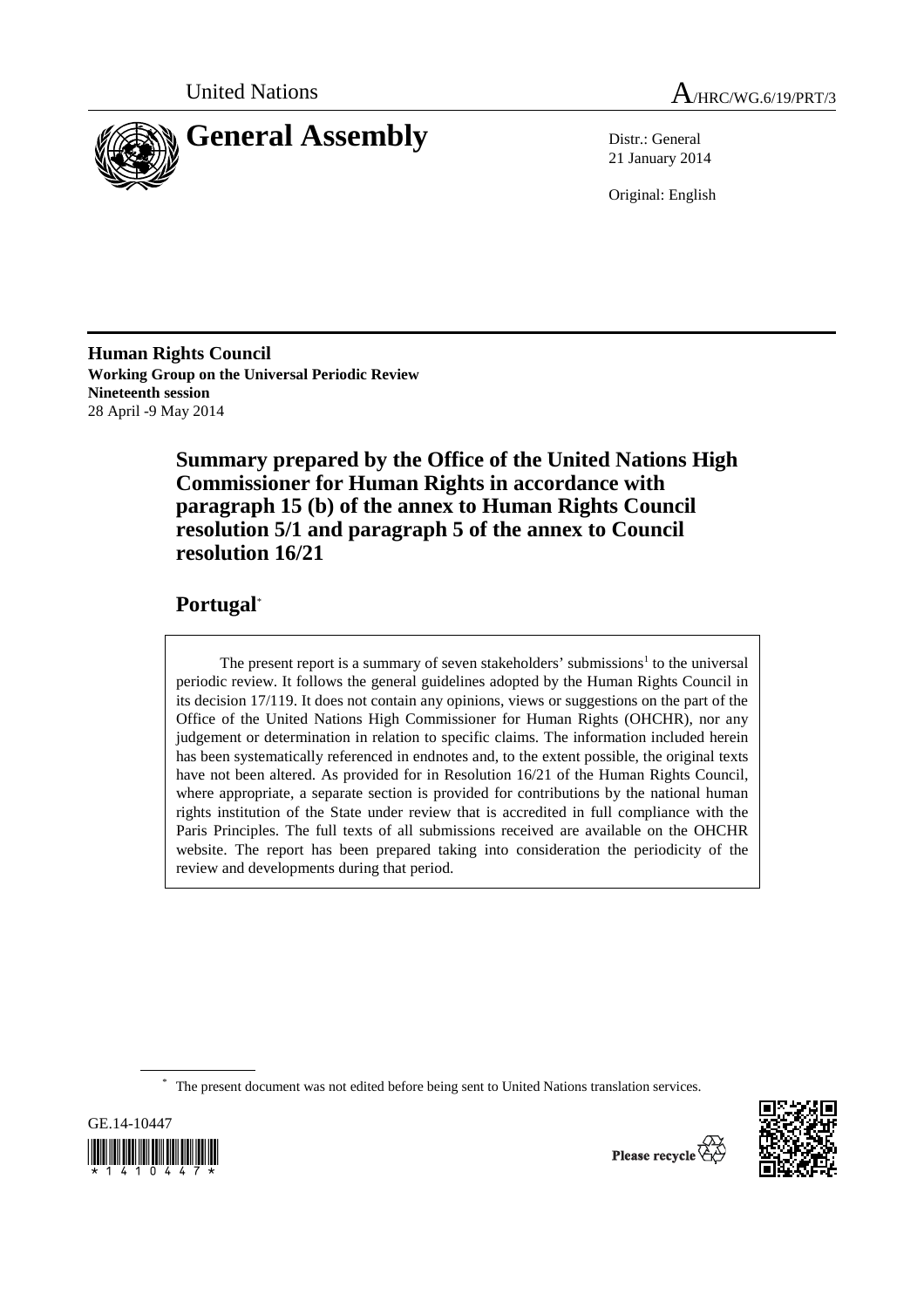United Nations

A/HRC/WG.6/19/PRT/3

# General Assembly

Distr.: General
21 January 2014

Original: English

**Human Rights Council**
**Working Group on the Universal Periodic Review**
**Nineteenth session**
28 April -9 May 2014

## Summary prepared by the Office of the United Nations High Commissioner for Human Rights in accordance with paragraph 15 (b) of the annex to Human Rights Council resolution 5/1 and paragraph 5 of the annex to Council resolution 16/21

## Portugal*

> The present report is a summary of seven stakeholders' submissions[1] to the universal periodic review. It follows the general guidelines adopted by the Human Rights Council in its decision 17/119. It does not contain any opinions, views or suggestions on the part of the Office of the United Nations High Commissioner for Human Rights (OHCHR), nor any judgement or determination in relation to specific claims. The information included herein has been systematically referenced in endnotes and, to the extent possible, the original texts have not been altered. As provided for in Resolution 16/21 of the Human Rights Council, where appropriate, a separate section is provided for contributions by the national human rights institution of the State under review that is accredited in full compliance with the Paris Principles. The full texts of all submissions received are available on the OHCHR website. The report has been prepared taking into consideration the periodicity of the review and developments during that period.

\* The present document was not edited before being sent to United Nations translation services.

GE.14-10447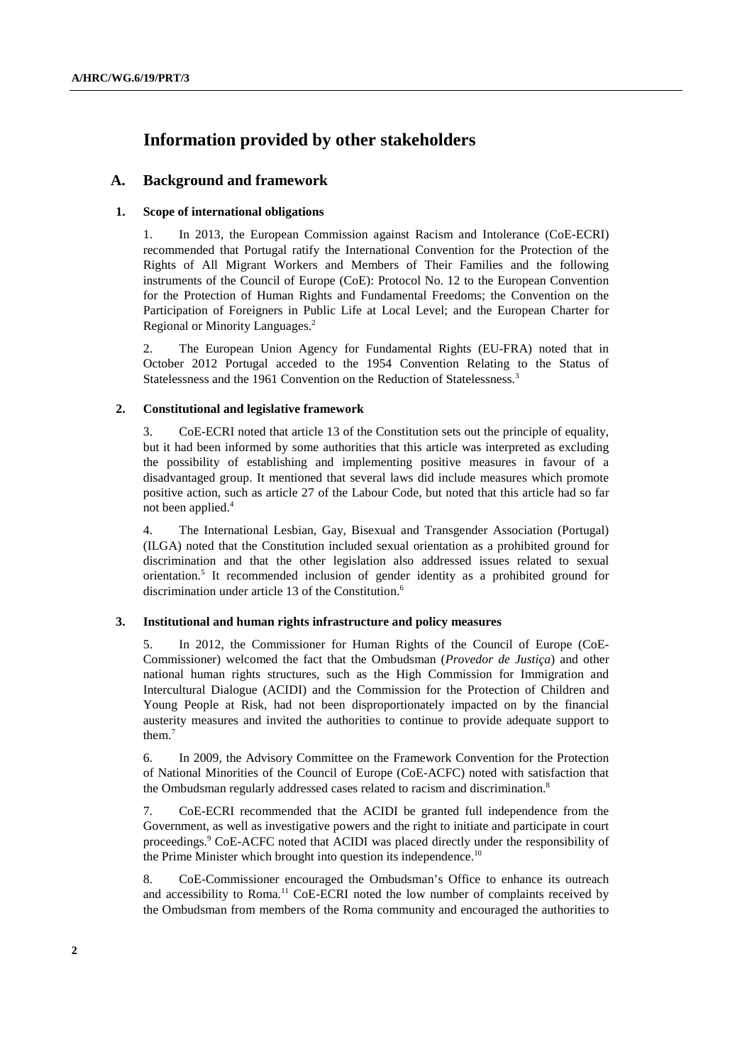# Information provided by other stakeholders

## A. Background and framework

### 1. Scope of international obligations

1. In 2013, the European Commission against Racism and Intolerance (CoE-ECRI) recommended that Portugal ratify the International Convention for the Protection of the Rights of All Migrant Workers and Members of Their Families and the following instruments of the Council of Europe (CoE): Protocol No. 12 to the European Convention for the Protection of Human Rights and Fundamental Freedoms; the Convention on the Participation of Foreigners in Public Life at Local Level; and the European Charter for Regional or Minority Languages.[2]

2. The European Union Agency for Fundamental Rights (EU-FRA) noted that in October 2012 Portugal acceded to the 1954 Convention Relating to the Status of Statelessness and the 1961 Convention on the Reduction of Statelessness.[3]

### 2. Constitutional and legislative framework

3. CoE-ECRI noted that article 13 of the Constitution sets out the principle of equality, but it had been informed by some authorities that this article was interpreted as excluding the possibility of establishing and implementing positive measures in favour of a disadvantaged group. It mentioned that several laws did include measures which promote positive action, such as article 27 of the Labour Code, but noted that this article had so far not been applied.[4]

4. The International Lesbian, Gay, Bisexual and Transgender Association (Portugal) (ILGA) noted that the Constitution included sexual orientation as a prohibited ground for discrimination and that the other legislation also addressed issues related to sexual orientation.[5] It recommended inclusion of gender identity as a prohibited ground for discrimination under article 13 of the Constitution.[6]

### 3. Institutional and human rights infrastructure and policy measures

5. In 2012, the Commissioner for Human Rights of the Council of Europe (CoE-Commissioner) welcomed the fact that the Ombudsman (*Provedor de Justiça*) and other national human rights structures, such as the High Commission for Immigration and Intercultural Dialogue (ACIDI) and the Commission for the Protection of Children and Young People at Risk, had not been disproportionately impacted on by the financial austerity measures and invited the authorities to continue to provide adequate support to them.[7]

6. In 2009, the Advisory Committee on the Framework Convention for the Protection of National Minorities of the Council of Europe (CoE-ACFC) noted with satisfaction that the Ombudsman regularly addressed cases related to racism and discrimination.[8]

7. CoE-ECRI recommended that the ACIDI be granted full independence from the Government, as well as investigative powers and the right to initiate and participate in court proceedings.[9] CoE-ACFC noted that ACIDI was placed directly under the responsibility of the Prime Minister which brought into question its independence.[10]

8. CoE-Commissioner encouraged the Ombudsman's Office to enhance its outreach and accessibility to Roma.[11] CoE-ECRI noted the low number of complaints received by the Ombudsman from members of the Roma community and encouraged the authorities to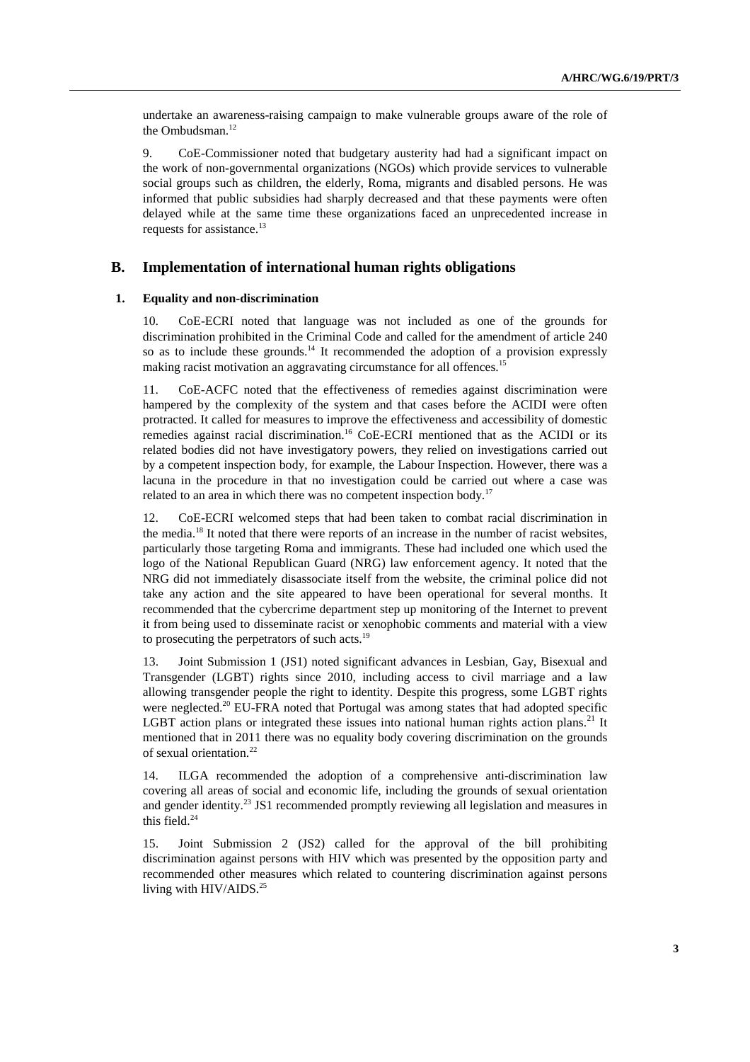undertake an awareness-raising campaign to make vulnerable groups aware of the role of the Ombudsman.[12]

9. CoE-Commissioner noted that budgetary austerity had had a significant impact on the work of non-governmental organizations (NGOs) which provide services to vulnerable social groups such as children, the elderly, Roma, migrants and disabled persons. He was informed that public subsidies had sharply decreased and that these payments were often delayed while at the same time these organizations faced an unprecedented increase in requests for assistance.[13]

## B. Implementation of international human rights obligations

### 1. Equality and non-discrimination

10. CoE-ECRI noted that language was not included as one of the grounds for discrimination prohibited in the Criminal Code and called for the amendment of article 240 so as to include these grounds.[14] It recommended the adoption of a provision expressly making racist motivation an aggravating circumstance for all offences.[15]

11. CoE-ACFC noted that the effectiveness of remedies against discrimination were hampered by the complexity of the system and that cases before the ACIDI were often protracted. It called for measures to improve the effectiveness and accessibility of domestic remedies against racial discrimination.[16] CoE-ECRI mentioned that as the ACIDI or its related bodies did not have investigatory powers, they relied on investigations carried out by a competent inspection body, for example, the Labour Inspection. However, there was a lacuna in the procedure in that no investigation could be carried out where a case was related to an area in which there was no competent inspection body.[17]

12. CoE-ECRI welcomed steps that had been taken to combat racial discrimination in the media.[18] It noted that there were reports of an increase in the number of racist websites, particularly those targeting Roma and immigrants. These had included one which used the logo of the National Republican Guard (NRG) law enforcement agency. It noted that the NRG did not immediately disassociate itself from the website, the criminal police did not take any action and the site appeared to have been operational for several months. It recommended that the cybercrime department step up monitoring of the Internet to prevent it from being used to disseminate racist or xenophobic comments and material with a view to prosecuting the perpetrators of such acts.[19]

13. Joint Submission 1 (JS1) noted significant advances in Lesbian, Gay, Bisexual and Transgender (LGBT) rights since 2010, including access to civil marriage and a law allowing transgender people the right to identity. Despite this progress, some LGBT rights were neglected.[20] EU-FRA noted that Portugal was among states that had adopted specific LGBT action plans or integrated these issues into national human rights action plans.[21] It mentioned that in 2011 there was no equality body covering discrimination on the grounds of sexual orientation.[22]

14. ILGA recommended the adoption of a comprehensive anti-discrimination law covering all areas of social and economic life, including the grounds of sexual orientation and gender identity.[23] JS1 recommended promptly reviewing all legislation and measures in this field.[24]

15. Joint Submission 2 (JS2) called for the approval of the bill prohibiting discrimination against persons with HIV which was presented by the opposition party and recommended other measures which related to countering discrimination against persons living with HIV/AIDS.[25]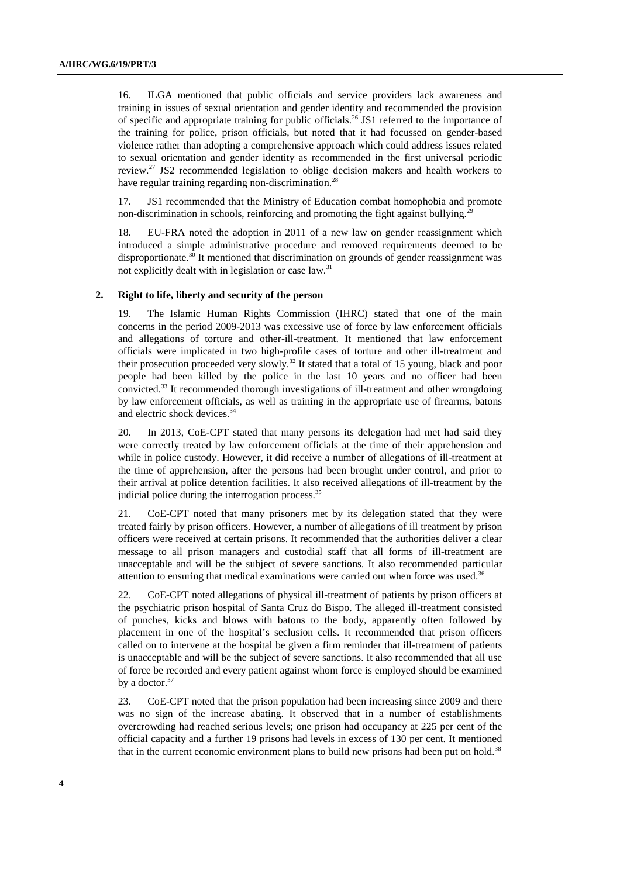16. ILGA mentioned that public officials and service providers lack awareness and training in issues of sexual orientation and gender identity and recommended the provision of specific and appropriate training for public officials.[26] JS1 referred to the importance of the training for police, prison officials, but noted that it had focussed on gender-based violence rather than adopting a comprehensive approach which could address issues related to sexual orientation and gender identity as recommended in the first universal periodic review.[27] JS2 recommended legislation to oblige decision makers and health workers to have regular training regarding non-discrimination.[28]

17. JS1 recommended that the Ministry of Education combat homophobia and promote non-discrimination in schools, reinforcing and promoting the fight against bullying.[29]

18. EU-FRA noted the adoption in 2011 of a new law on gender reassignment which introduced a simple administrative procedure and removed requirements deemed to be disproportionate.[30] It mentioned that discrimination on grounds of gender reassignment was not explicitly dealt with in legislation or case law.[31]

### 2. Right to life, liberty and security of the person

19. The Islamic Human Rights Commission (IHRC) stated that one of the main concerns in the period 2009-2013 was excessive use of force by law enforcement officials and allegations of torture and other-ill-treatment. It mentioned that law enforcement officials were implicated in two high-profile cases of torture and other ill-treatment and their prosecution proceeded very slowly.[32] It stated that a total of 15 young, black and poor people had been killed by the police in the last 10 years and no officer had been convicted.[33] It recommended thorough investigations of ill-treatment and other wrongdoing by law enforcement officials, as well as training in the appropriate use of firearms, batons and electric shock devices.[34]

20. In 2013, CoE-CPT stated that many persons its delegation had met had said they were correctly treated by law enforcement officials at the time of their apprehension and while in police custody. However, it did receive a number of allegations of ill-treatment at the time of apprehension, after the persons had been brought under control, and prior to their arrival at police detention facilities. It also received allegations of ill-treatment by the judicial police during the interrogation process.[35]

21. CoE-CPT noted that many prisoners met by its delegation stated that they were treated fairly by prison officers. However, a number of allegations of ill treatment by prison officers were received at certain prisons. It recommended that the authorities deliver a clear message to all prison managers and custodial staff that all forms of ill-treatment are unacceptable and will be the subject of severe sanctions. It also recommended particular attention to ensuring that medical examinations were carried out when force was used.[36]

22. CoE-CPT noted allegations of physical ill-treatment of patients by prison officers at the psychiatric prison hospital of Santa Cruz do Bispo. The alleged ill-treatment consisted of punches, kicks and blows with batons to the body, apparently often followed by placement in one of the hospital's seclusion cells. It recommended that prison officers called on to intervene at the hospital be given a firm reminder that ill-treatment of patients is unacceptable and will be the subject of severe sanctions. It also recommended that all use of force be recorded and every patient against whom force is employed should be examined by a doctor.[37]

23. CoE-CPT noted that the prison population had been increasing since 2009 and there was no sign of the increase abating. It observed that in a number of establishments overcrowding had reached serious levels; one prison had occupancy at 225 per cent of the official capacity and a further 19 prisons had levels in excess of 130 per cent. It mentioned that in the current economic environment plans to build new prisons had been put on hold.[38]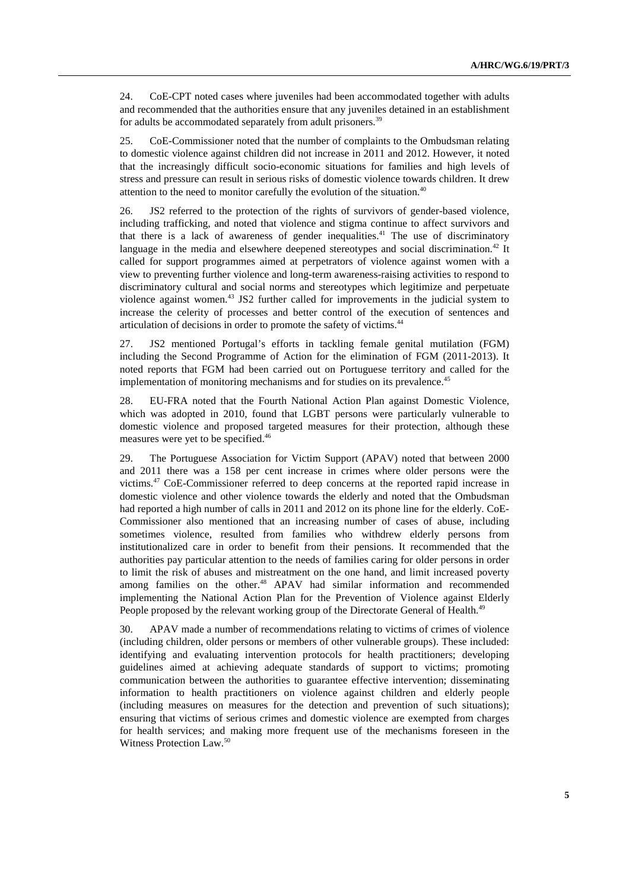24. CoE-CPT noted cases where juveniles had been accommodated together with adults and recommended that the authorities ensure that any juveniles detained in an establishment for adults be accommodated separately from adult prisoners.[39]

25. CoE-Commissioner noted that the number of complaints to the Ombudsman relating to domestic violence against children did not increase in 2011 and 2012. However, it noted that the increasingly difficult socio-economic situations for families and high levels of stress and pressure can result in serious risks of domestic violence towards children. It drew attention to the need to monitor carefully the evolution of the situation.[40]

26. JS2 referred to the protection of the rights of survivors of gender-based violence, including trafficking, and noted that violence and stigma continue to affect survivors and that there is a lack of awareness of gender inequalities.[41] The use of discriminatory language in the media and elsewhere deepened stereotypes and social discrimination.[42] It called for support programmes aimed at perpetrators of violence against women with a view to preventing further violence and long-term awareness-raising activities to respond to discriminatory cultural and social norms and stereotypes which legitimize and perpetuate violence against women.[43] JS2 further called for improvements in the judicial system to increase the celerity of processes and better control of the execution of sentences and articulation of decisions in order to promote the safety of victims.[44]

27. JS2 mentioned Portugal's efforts in tackling female genital mutilation (FGM) including the Second Programme of Action for the elimination of FGM (2011-2013). It noted reports that FGM had been carried out on Portuguese territory and called for the implementation of monitoring mechanisms and for studies on its prevalence.[45]

28. EU-FRA noted that the Fourth National Action Plan against Domestic Violence, which was adopted in 2010, found that LGBT persons were particularly vulnerable to domestic violence and proposed targeted measures for their protection, although these measures were yet to be specified.[46]

29. The Portuguese Association for Victim Support (APAV) noted that between 2000 and 2011 there was a 158 per cent increase in crimes where older persons were the victims.[47] CoE-Commissioner referred to deep concerns at the reported rapid increase in domestic violence and other violence towards the elderly and noted that the Ombudsman had reported a high number of calls in 2011 and 2012 on its phone line for the elderly. CoE-Commissioner also mentioned that an increasing number of cases of abuse, including sometimes violence, resulted from families who withdrew elderly persons from institutionalized care in order to benefit from their pensions. It recommended that the authorities pay particular attention to the needs of families caring for older persons in order to limit the risk of abuses and mistreatment on the one hand, and limit increased poverty among families on the other.[48] APAV had similar information and recommended implementing the National Action Plan for the Prevention of Violence against Elderly People proposed by the relevant working group of the Directorate General of Health.[49]

30. APAV made a number of recommendations relating to victims of crimes of violence (including children, older persons or members of other vulnerable groups). These included: identifying and evaluating intervention protocols for health practitioners; developing guidelines aimed at achieving adequate standards of support to victims; promoting communication between the authorities to guarantee effective intervention; disseminating information to health practitioners on violence against children and elderly people (including measures on measures for the detection and prevention of such situations); ensuring that victims of serious crimes and domestic violence are exempted from charges for health services; and making more frequent use of the mechanisms foreseen in the Witness Protection Law.[50]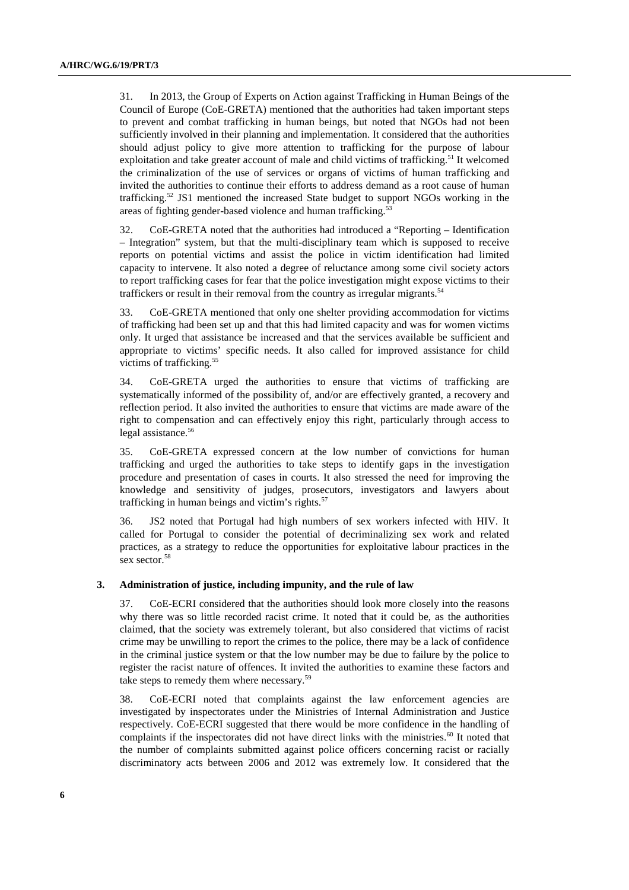31. In 2013, the Group of Experts on Action against Trafficking in Human Beings of the Council of Europe (CoE-GRETA) mentioned that the authorities had taken important steps to prevent and combat trafficking in human beings, but noted that NGOs had not been sufficiently involved in their planning and implementation. It considered that the authorities should adjust policy to give more attention to trafficking for the purpose of labour exploitation and take greater account of male and child victims of trafficking.[51] It welcomed the criminalization of the use of services or organs of victims of human trafficking and invited the authorities to continue their efforts to address demand as a root cause of human trafficking.[52] JS1 mentioned the increased State budget to support NGOs working in the areas of fighting gender-based violence and human trafficking.[53]

32. CoE-GRETA noted that the authorities had introduced a "Reporting – Identification – Integration" system, but that the multi-disciplinary team which is supposed to receive reports on potential victims and assist the police in victim identification had limited capacity to intervene. It also noted a degree of reluctance among some civil society actors to report trafficking cases for fear that the police investigation might expose victims to their traffickers or result in their removal from the country as irregular migrants.[54]

33. CoE-GRETA mentioned that only one shelter providing accommodation for victims of trafficking had been set up and that this had limited capacity and was for women victims only. It urged that assistance be increased and that the services available be sufficient and appropriate to victims' specific needs. It also called for improved assistance for child victims of trafficking.[55]

34. CoE-GRETA urged the authorities to ensure that victims of trafficking are systematically informed of the possibility of, and/or are effectively granted, a recovery and reflection period. It also invited the authorities to ensure that victims are made aware of the right to compensation and can effectively enjoy this right, particularly through access to legal assistance.[56]

35. CoE-GRETA expressed concern at the low number of convictions for human trafficking and urged the authorities to take steps to identify gaps in the investigation procedure and presentation of cases in courts. It also stressed the need for improving the knowledge and sensitivity of judges, prosecutors, investigators and lawyers about trafficking in human beings and victim's rights.[57]

36. JS2 noted that Portugal had high numbers of sex workers infected with HIV. It called for Portugal to consider the potential of decriminalizing sex work and related practices, as a strategy to reduce the opportunities for exploitative labour practices in the sex sector.[58]

### 3. Administration of justice, including impunity, and the rule of law

37. CoE-ECRI considered that the authorities should look more closely into the reasons why there was so little recorded racist crime. It noted that it could be, as the authorities claimed, that the society was extremely tolerant, but also considered that victims of racist crime may be unwilling to report the crimes to the police, there may be a lack of confidence in the criminal justice system or that the low number may be due to failure by the police to register the racist nature of offences. It invited the authorities to examine these factors and take steps to remedy them where necessary.[59]

38. CoE-ECRI noted that complaints against the law enforcement agencies are investigated by inspectorates under the Ministries of Internal Administration and Justice respectively. CoE-ECRI suggested that there would be more confidence in the handling of complaints if the inspectorates did not have direct links with the ministries.[60] It noted that the number of complaints submitted against police officers concerning racist or racially discriminatory acts between 2006 and 2012 was extremely low. It considered that the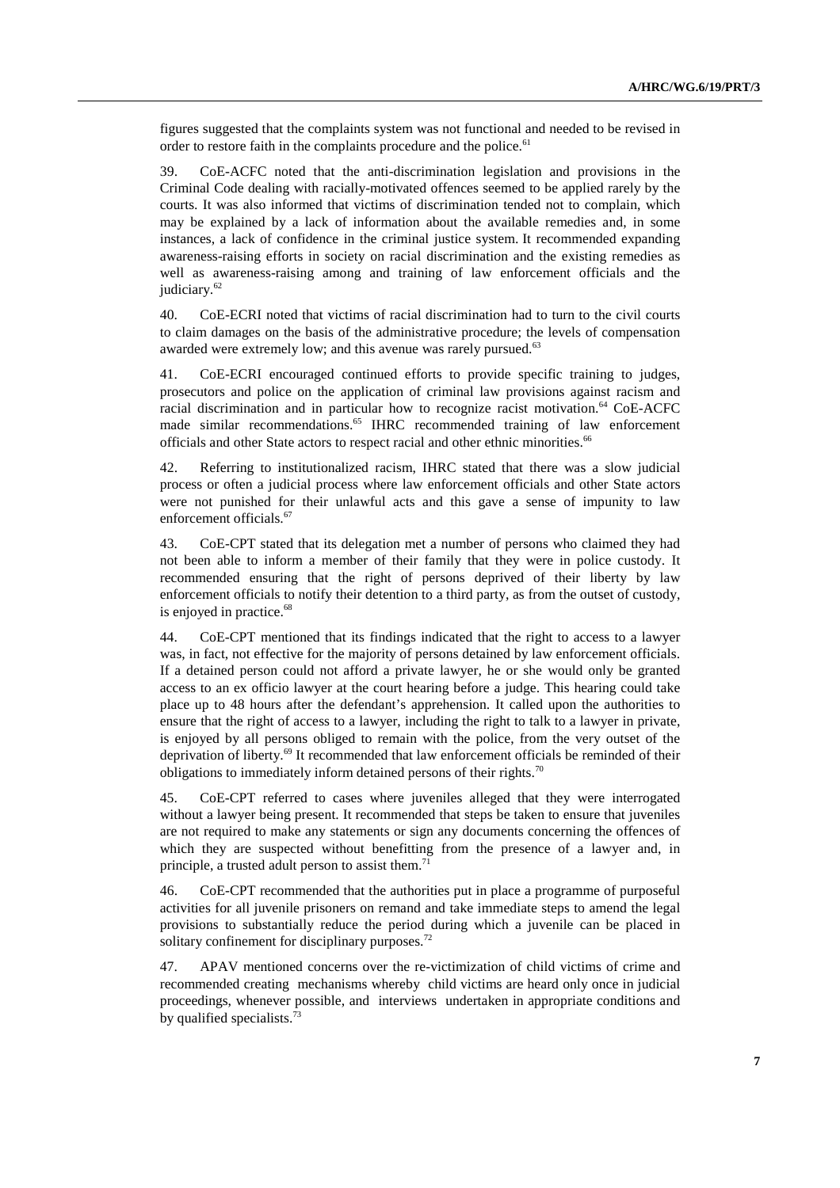figures suggested that the complaints system was not functional and needed to be revised in order to restore faith in the complaints procedure and the police.[61]

39. CoE-ACFC noted that the anti-discrimination legislation and provisions in the Criminal Code dealing with racially-motivated offences seemed to be applied rarely by the courts. It was also informed that victims of discrimination tended not to complain, which may be explained by a lack of information about the available remedies and, in some instances, a lack of confidence in the criminal justice system. It recommended expanding awareness-raising efforts in society on racial discrimination and the existing remedies as well as awareness-raising among and training of law enforcement officials and the judiciary.[62]

40. CoE-ECRI noted that victims of racial discrimination had to turn to the civil courts to claim damages on the basis of the administrative procedure; the levels of compensation awarded were extremely low; and this avenue was rarely pursued.[63]

41. CoE-ECRI encouraged continued efforts to provide specific training to judges, prosecutors and police on the application of criminal law provisions against racism and racial discrimination and in particular how to recognize racist motivation.[64] CoE-ACFC made similar recommendations.[65] IHRC recommended training of law enforcement officials and other State actors to respect racial and other ethnic minorities.[66]

42. Referring to institutionalized racism, IHRC stated that there was a slow judicial process or often a judicial process where law enforcement officials and other State actors were not punished for their unlawful acts and this gave a sense of impunity to law enforcement officials.[67]

43. CoE-CPT stated that its delegation met a number of persons who claimed they had not been able to inform a member of their family that they were in police custody. It recommended ensuring that the right of persons deprived of their liberty by law enforcement officials to notify their detention to a third party, as from the outset of custody, is enjoyed in practice.[68]

44. CoE-CPT mentioned that its findings indicated that the right to access to a lawyer was, in fact, not effective for the majority of persons detained by law enforcement officials. If a detained person could not afford a private lawyer, he or she would only be granted access to an ex officio lawyer at the court hearing before a judge. This hearing could take place up to 48 hours after the defendant's apprehension. It called upon the authorities to ensure that the right of access to a lawyer, including the right to talk to a lawyer in private, is enjoyed by all persons obliged to remain with the police, from the very outset of the deprivation of liberty.[69] It recommended that law enforcement officials be reminded of their obligations to immediately inform detained persons of their rights.[70]

45. CoE-CPT referred to cases where juveniles alleged that they were interrogated without a lawyer being present. It recommended that steps be taken to ensure that juveniles are not required to make any statements or sign any documents concerning the offences of which they are suspected without benefitting from the presence of a lawyer and, in principle, a trusted adult person to assist them.[71]

46. CoE-CPT recommended that the authorities put in place a programme of purposeful activities for all juvenile prisoners on remand and take immediate steps to amend the legal provisions to substantially reduce the period during which a juvenile can be placed in solitary confinement for disciplinary purposes.[72]

47. APAV mentioned concerns over the re-victimization of child victims of crime and recommended creating mechanisms whereby child victims are heard only once in judicial proceedings, whenever possible, and interviews undertaken in appropriate conditions and by qualified specialists.[73]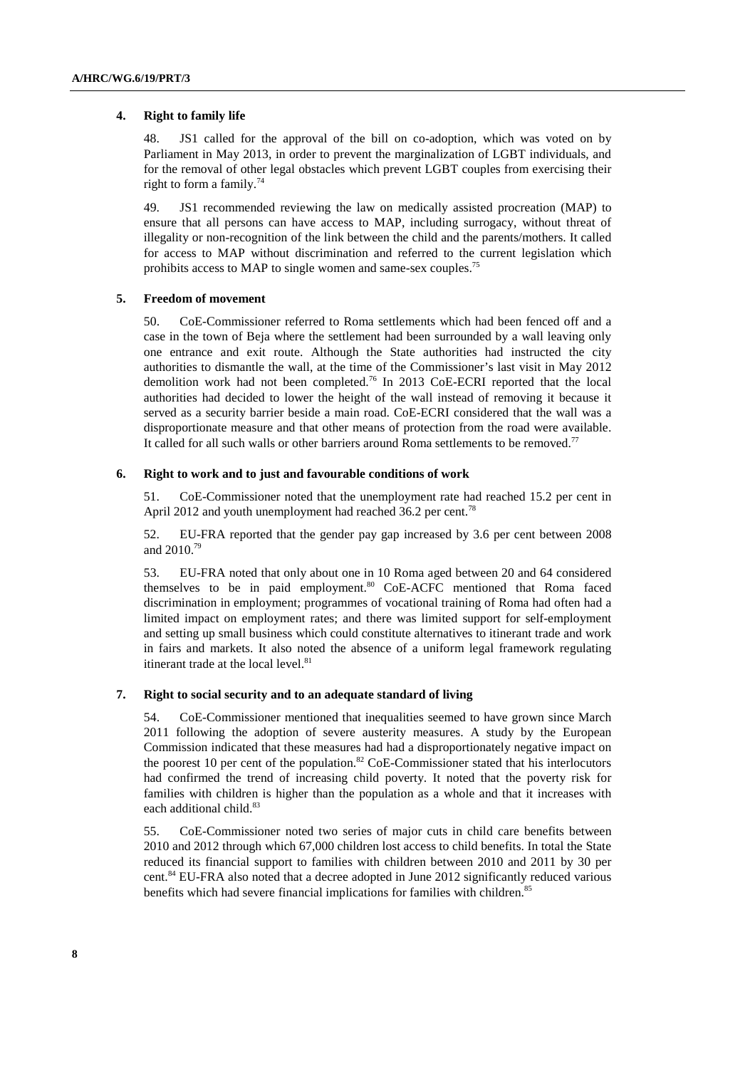### 4. Right to family life

48. JS1 called for the approval of the bill on co-adoption, which was voted on by Parliament in May 2013, in order to prevent the marginalization of LGBT individuals, and for the removal of other legal obstacles which prevent LGBT couples from exercising their right to form a family.[74]

49. JS1 recommended reviewing the law on medically assisted procreation (MAP) to ensure that all persons can have access to MAP, including surrogacy, without threat of illegality or non-recognition of the link between the child and the parents/mothers. It called for access to MAP without discrimination and referred to the current legislation which prohibits access to MAP to single women and same-sex couples.[75]

### 5. Freedom of movement

50. CoE-Commissioner referred to Roma settlements which had been fenced off and a case in the town of Beja where the settlement had been surrounded by a wall leaving only one entrance and exit route. Although the State authorities had instructed the city authorities to dismantle the wall, at the time of the Commissioner's last visit in May 2012 demolition work had not been completed.[76] In 2013 CoE-ECRI reported that the local authorities had decided to lower the height of the wall instead of removing it because it served as a security barrier beside a main road. CoE-ECRI considered that the wall was a disproportionate measure and that other means of protection from the road were available. It called for all such walls or other barriers around Roma settlements to be removed.[77]

### 6. Right to work and to just and favourable conditions of work

51. CoE-Commissioner noted that the unemployment rate had reached 15.2 per cent in April 2012 and youth unemployment had reached 36.2 per cent.[78]

52. EU-FRA reported that the gender pay gap increased by 3.6 per cent between 2008 and 2010.[79]

53. EU-FRA noted that only about one in 10 Roma aged between 20 and 64 considered themselves to be in paid employment.[80] CoE-ACFC mentioned that Roma faced discrimination in employment; programmes of vocational training of Roma had often had a limited impact on employment rates; and there was limited support for self-employment and setting up small business which could constitute alternatives to itinerant trade and work in fairs and markets. It also noted the absence of a uniform legal framework regulating itinerant trade at the local level.[81]

### 7. Right to social security and to an adequate standard of living

54. CoE-Commissioner mentioned that inequalities seemed to have grown since March 2011 following the adoption of severe austerity measures. A study by the European Commission indicated that these measures had had a disproportionately negative impact on the poorest 10 per cent of the population.[82] CoE-Commissioner stated that his interlocutors had confirmed the trend of increasing child poverty. It noted that the poverty risk for families with children is higher than the population as a whole and that it increases with each additional child.[83]

55. CoE-Commissioner noted two series of major cuts in child care benefits between 2010 and 2012 through which 67,000 children lost access to child benefits. In total the State reduced its financial support to families with children between 2010 and 2011 by 30 per cent.[84] EU-FRA also noted that a decree adopted in June 2012 significantly reduced various benefits which had severe financial implications for families with children.[85]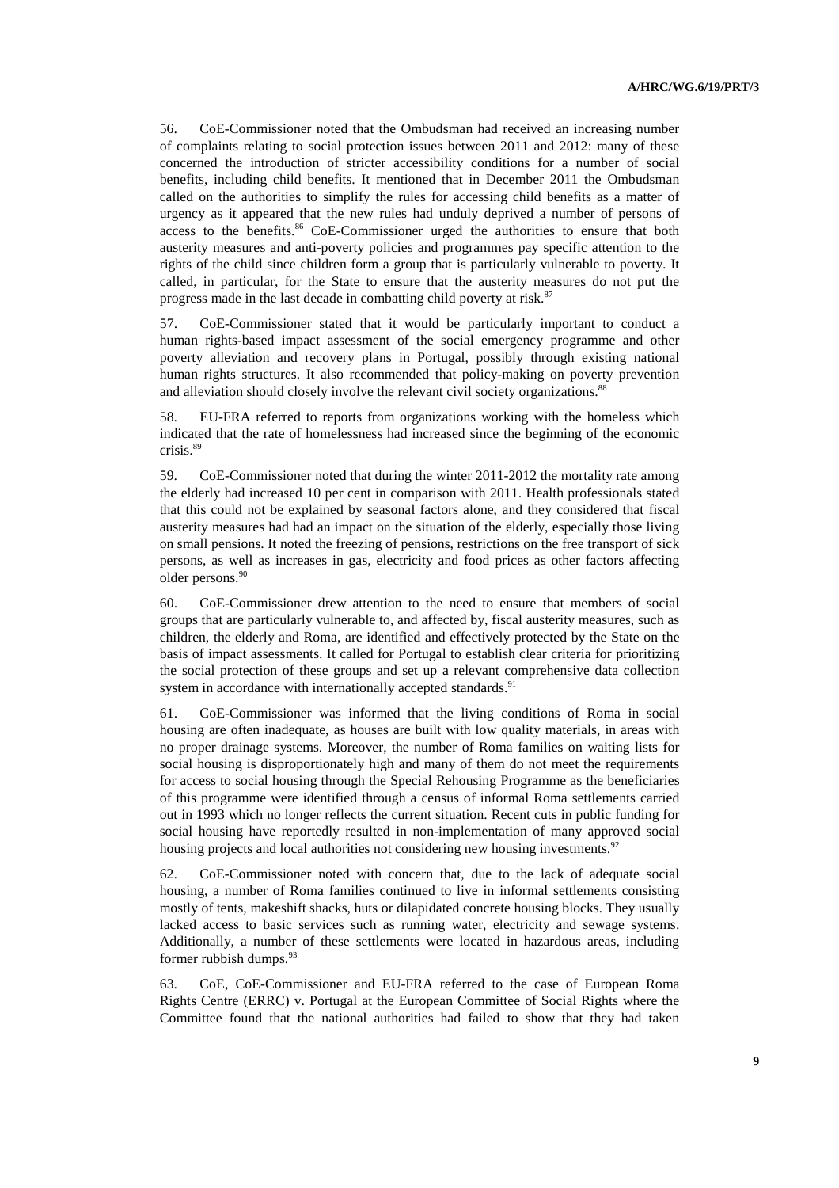56. CoE-Commissioner noted that the Ombudsman had received an increasing number of complaints relating to social protection issues between 2011 and 2012: many of these concerned the introduction of stricter accessibility conditions for a number of social benefits, including child benefits. It mentioned that in December 2011 the Ombudsman called on the authorities to simplify the rules for accessing child benefits as a matter of urgency as it appeared that the new rules had unduly deprived a number of persons of access to the benefits.[86] CoE-Commissioner urged the authorities to ensure that both austerity measures and anti-poverty policies and programmes pay specific attention to the rights of the child since children form a group that is particularly vulnerable to poverty. It called, in particular, for the State to ensure that the austerity measures do not put the progress made in the last decade in combatting child poverty at risk.[87]

57. CoE-Commissioner stated that it would be particularly important to conduct a human rights-based impact assessment of the social emergency programme and other poverty alleviation and recovery plans in Portugal, possibly through existing national human rights structures. It also recommended that policy-making on poverty prevention and alleviation should closely involve the relevant civil society organizations.[88]

58. EU-FRA referred to reports from organizations working with the homeless which indicated that the rate of homelessness had increased since the beginning of the economic crisis.[89]

59. CoE-Commissioner noted that during the winter 2011-2012 the mortality rate among the elderly had increased 10 per cent in comparison with 2011. Health professionals stated that this could not be explained by seasonal factors alone, and they considered that fiscal austerity measures had had an impact on the situation of the elderly, especially those living on small pensions. It noted the freezing of pensions, restrictions on the free transport of sick persons, as well as increases in gas, electricity and food prices as other factors affecting older persons.[90]

60. CoE-Commissioner drew attention to the need to ensure that members of social groups that are particularly vulnerable to, and affected by, fiscal austerity measures, such as children, the elderly and Roma, are identified and effectively protected by the State on the basis of impact assessments. It called for Portugal to establish clear criteria for prioritizing the social protection of these groups and set up a relevant comprehensive data collection system in accordance with internationally accepted standards.[91]

61. CoE-Commissioner was informed that the living conditions of Roma in social housing are often inadequate, as houses are built with low quality materials, in areas with no proper drainage systems. Moreover, the number of Roma families on waiting lists for social housing is disproportionately high and many of them do not meet the requirements for access to social housing through the Special Rehousing Programme as the beneficiaries of this programme were identified through a census of informal Roma settlements carried out in 1993 which no longer reflects the current situation. Recent cuts in public funding for social housing have reportedly resulted in non-implementation of many approved social housing projects and local authorities not considering new housing investments.[92]

62. CoE-Commissioner noted with concern that, due to the lack of adequate social housing, a number of Roma families continued to live in informal settlements consisting mostly of tents, makeshift shacks, huts or dilapidated concrete housing blocks. They usually lacked access to basic services such as running water, electricity and sewage systems. Additionally, a number of these settlements were located in hazardous areas, including former rubbish dumps.[93]

63. CoE, CoE-Commissioner and EU-FRA referred to the case of European Roma Rights Centre (ERRC) v. Portugal at the European Committee of Social Rights where the Committee found that the national authorities had failed to show that they had taken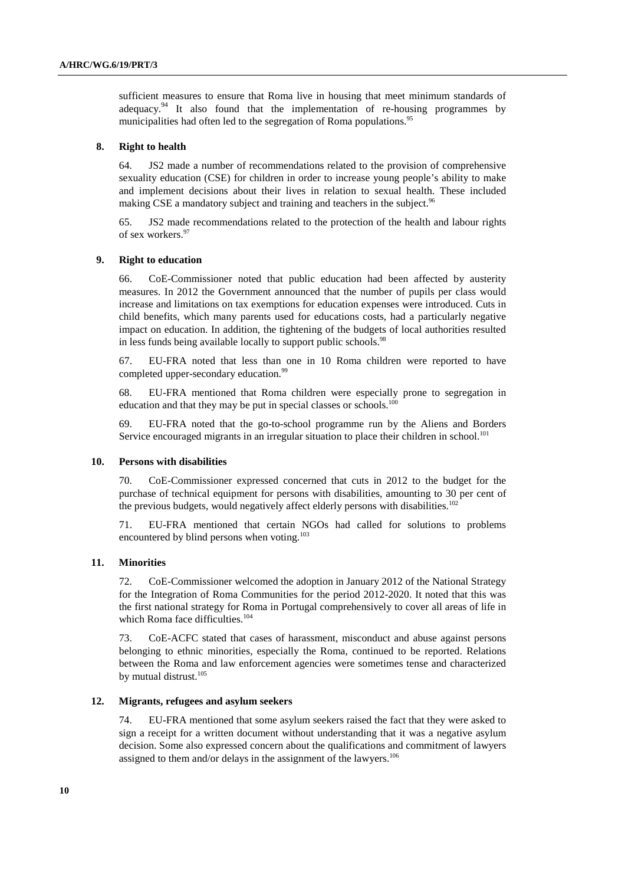sufficient measures to ensure that Roma live in housing that meet minimum standards of adequacy.[94] It also found that the implementation of re-housing programmes by municipalities had often led to the segregation of Roma populations.[95]

## 8. Right to health

64. JS2 made a number of recommendations related to the provision of comprehensive sexuality education (CSE) for children in order to increase young people's ability to make and implement decisions about their lives in relation to sexual health. These included making CSE a mandatory subject and training and teachers in the subject.[96]

65. JS2 made recommendations related to the protection of the health and labour rights of sex workers.[97]

## 9. Right to education

66. CoE-Commissioner noted that public education had been affected by austerity measures. In 2012 the Government announced that the number of pupils per class would increase and limitations on tax exemptions for education expenses were introduced. Cuts in child benefits, which many parents used for educations costs, had a particularly negative impact on education. In addition, the tightening of the budgets of local authorities resulted in less funds being available locally to support public schools.[98]

67. EU-FRA noted that less than one in 10 Roma children were reported to have completed upper-secondary education.[99]

68. EU-FRA mentioned that Roma children were especially prone to segregation in education and that they may be put in special classes or schools.[100]

69. EU-FRA noted that the go-to-school programme run by the Aliens and Borders Service encouraged migrants in an irregular situation to place their children in school.[101]

## 10. Persons with disabilities

70. CoE-Commissioner expressed concerned that cuts in 2012 to the budget for the purchase of technical equipment for persons with disabilities, amounting to 30 per cent of the previous budgets, would negatively affect elderly persons with disabilities.[102]

71. EU-FRA mentioned that certain NGOs had called for solutions to problems encountered by blind persons when voting.[103]

## 11. Minorities

72. CoE-Commissioner welcomed the adoption in January 2012 of the National Strategy for the Integration of Roma Communities for the period 2012-2020. It noted that this was the first national strategy for Roma in Portugal comprehensively to cover all areas of life in which Roma face difficulties.[104]

73. CoE-ACFC stated that cases of harassment, misconduct and abuse against persons belonging to ethnic minorities, especially the Roma, continued to be reported. Relations between the Roma and law enforcement agencies were sometimes tense and characterized by mutual distrust.[105]

## 12. Migrants, refugees and asylum seekers

74. EU-FRA mentioned that some asylum seekers raised the fact that they were asked to sign a receipt for a written document without understanding that it was a negative asylum decision. Some also expressed concern about the qualifications and commitment of lawyers assigned to them and/or delays in the assignment of the lawyers.[106]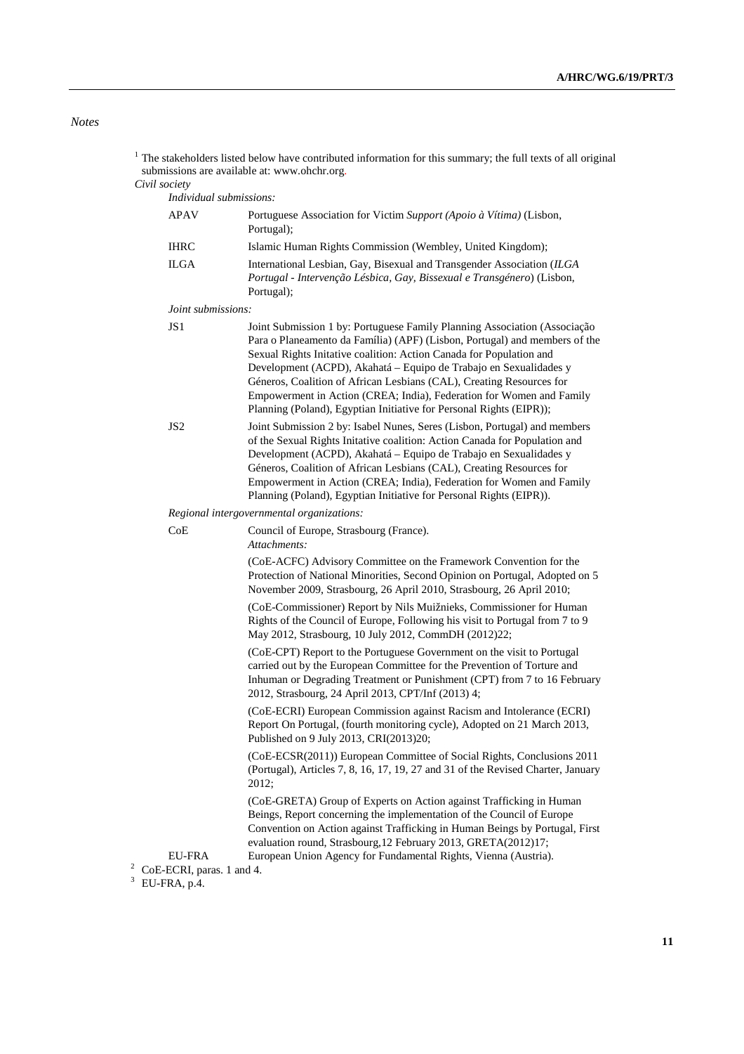*Notes*

[1] The stakeholders listed below have contributed information for this summary; the full texts of all original submissions are available at: www.ohchr.org.

*Civil society*

*Individual submissions:*

| | |
|---|---|
| APAV | Portuguese Association for Victim *Support (Apoio à Vítima)* (Lisbon, Portugal); |
| IHRC | Islamic Human Rights Commission (Wembley, United Kingdom); |
| ILGA | International Lesbian, Gay, Bisexual and Transgender Association (*ILGA Portugal - Intervenção Lésbica, Gay, Bissexual e Transgénero*) (Lisbon, Portugal); |

*Joint submissions:*

| | |
|---|---|
| JS1 | Joint Submission 1 by: Portuguese Family Planning Association (Associação Para o Planeamento da Família) (APF) (Lisbon, Portugal) and members of the Sexual Rights Initative coalition: Action Canada for Population and Development (ACPD), Akahatá – Equipo de Trabajo en Sexualidades y Géneros, Coalition of African Lesbians (CAL), Creating Resources for Empowerment in Action (CREA; India), Federation for Women and Family Planning (Poland), Egyptian Initiative for Personal Rights (EIPR)); |
| JS2 | Joint Submission 2 by: Isabel Nunes, Seres (Lisbon, Portugal) and members of the Sexual Rights Initative coalition: Action Canada for Population and Development (ACPD), Akahatá – Equipo de Trabajo en Sexualidades y Géneros, Coalition of African Lesbians (CAL), Creating Resources for Empowerment in Action (CREA; India), Federation for Women and Family Planning (Poland), Egyptian Initiative for Personal Rights (EIPR)). |

*Regional intergovernmental organizations:*

CoE — Council of Europe, Strasbourg (France).

*Attachments:*

(CoE-ACFC) Advisory Committee on the Framework Convention for the Protection of National Minorities, Second Opinion on Portugal, Adopted on 5 November 2009, Strasbourg, 26 April 2010, Strasbourg, 26 April 2010;

(CoE-Commissioner) Report by Nils Muižnieks, Commissioner for Human Rights of the Council of Europe, Following his visit to Portugal from 7 to 9 May 2012, Strasbourg, 10 July 2012, CommDH (2012)22;

(CoE-CPT) Report to the Portuguese Government on the visit to Portugal carried out by the European Committee for the Prevention of Torture and Inhuman or Degrading Treatment or Punishment (CPT) from 7 to 16 February 2012, Strasbourg, 24 April 2013, CPT/Inf (2013) 4;

(CoE-ECRI) European Commission against Racism and Intolerance (ECRI) Report On Portugal, (fourth monitoring cycle), Adopted on 21 March 2013, Published on 9 July 2013, CRI(2013)20;

(CoE-ECSR(2011)) European Committee of Social Rights, Conclusions 2011 (Portugal), Articles 7, 8, 16, 17, 19, 27 and 31 of the Revised Charter, January 2012;

(CoE-GRETA) Group of Experts on Action against Trafficking in Human Beings, Report concerning the implementation of the Council of Europe Convention on Action against Trafficking in Human Beings by Portugal, First evaluation round, Strasbourg,12 February 2013, GRETA(2012)17;

EU-FRA — European Union Agency for Fundamental Rights, Vienna (Austria).

[2] CoE-ECRI, paras. 1 and 4.

[3] EU-FRA, p.4.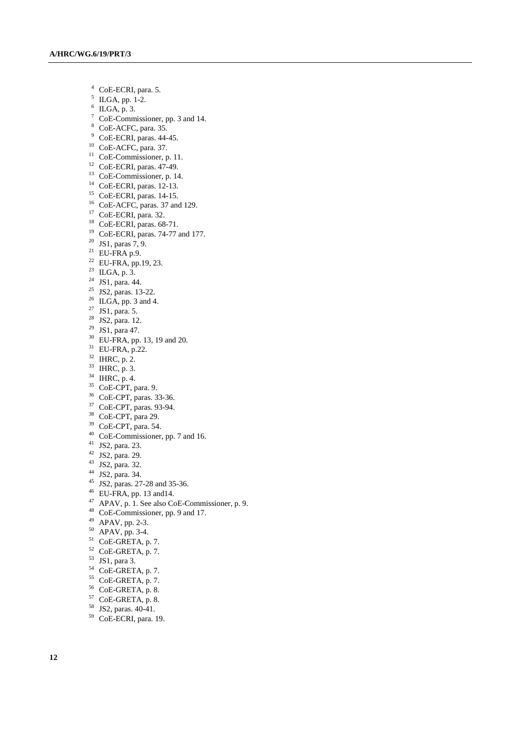[4] CoE-ECRI, para. 5.
[5] ILGA, pp. 1-2.
[6] ILGA, p. 3.
[7] CoE-Commissioner, pp. 3 and 14.
[8] CoE-ACFC, para. 35.
[9] CoE-ECRI, paras. 44-45.
[10] CoE-ACFC, para. 37.
[11] CoE-Commissioner, p. 11.
[12] CoE-ECRI, paras. 47-49.
[13] CoE-Commissioner, p. 14.
[14] CoE-ECRI, paras. 12-13.
[15] CoE-ECRI, paras. 14-15.
[16] CoE-ACFC, paras. 37 and 129.
[17] CoE-ECRI, para. 32.
[18] CoE-ECRI, paras. 68-71.
[19] CoE-ECRI, paras. 74-77 and 177.
[20] JS1, paras 7, 9.
[21] EU-FRA p.9.
[22] EU-FRA, pp.19, 23.
[23] ILGA, p. 3.
[24] JS1, para. 44.
[25] JS2, paras. 13-22.
[26] ILGA, pp. 3 and 4.
[27] JS1, para. 5.
[28] JS2, para. 12.
[29] JS1, para 47.
[30] EU-FRA, pp. 13, 19 and 20.
[31] EU-FRA, p.22.
[32] IHRC, p. 2.
[33] IHRC, p. 3.
[34] IHRC, p. 4.
[35] CoE-CPT, para. 9.
[36] CoE-CPT, paras. 33-36.
[37] CoE-CPT, paras. 93-94.
[38] CoE-CPT, para 29.
[39] CoE-CPT, para. 54.
[40] CoE-Commissioner, pp. 7 and 16.
[41] JS2, para. 23.
[42] JS2, para. 29.
[43] JS2, para. 32.
[44] JS2, para. 34.
[45] JS2, paras. 27-28 and 35-36.
[46] EU-FRA, pp. 13 and14.
[47] APAV, p. 1. See also CoE-Commissioner, p. 9.
[48] CoE-Commissioner, pp. 9 and 17.
[49] APAV, pp. 2-3.
[50] APAV, pp. 3-4.
[51] CoE-GRETA, p. 7.
[52] CoE-GRETA, p. 7.
[53] JS1, para 3.
[54] CoE-GRETA, p. 7.
[55] CoE-GRETA, p. 7.
[56] CoE-GRETA, p. 8.
[57] CoE-GRETA, p. 8.
[58] JS2, paras. 40-41.
[59] CoE-ECRI, para. 19.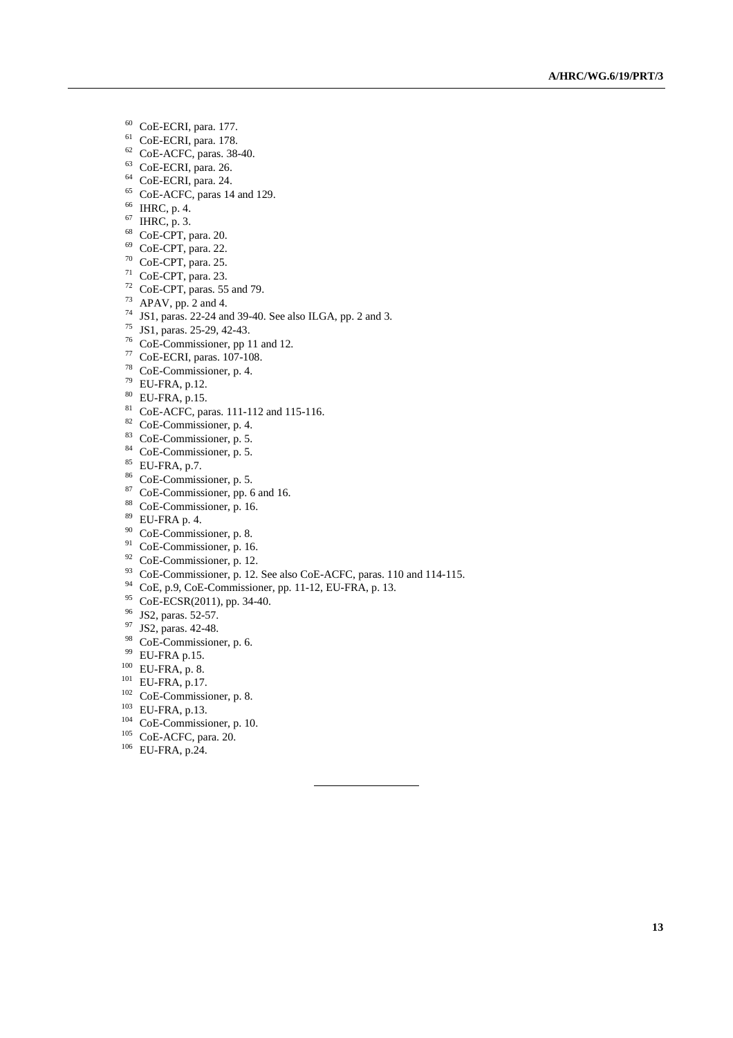[60] CoE-ECRI, para. 177.
[61] CoE-ECRI, para. 178.
[62] CoE-ACFC, paras. 38-40.
[63] CoE-ECRI, para. 26.
[64] CoE-ECRI, para. 24.
[65] CoE-ACFC, paras 14 and 129.
[66] IHRC, p. 4.
[67] IHRC, p. 3.
[68] CoE-CPT, para. 20.
[69] CoE-CPT, para. 22.
[70] CoE-CPT, para. 25.
[71] CoE-CPT, para. 23.
[72] CoE-CPT, paras. 55 and 79.
[73] APAV, pp. 2 and 4.
[74] JS1, paras. 22-24 and 39-40. See also ILGA, pp. 2 and 3.
[75] JS1, paras. 25-29, 42-43.
[76] CoE-Commissioner, pp 11 and 12.
[77] CoE-ECRI, paras. 107-108.
[78] CoE-Commissioner, p. 4.
[79] EU-FRA, p.12.
[80] EU-FRA, p.15.
[81] CoE-ACFC, paras. 111-112 and 115-116.
[82] CoE-Commissioner, p. 4.
[83] CoE-Commissioner, p. 5.
[84] CoE-Commissioner, p. 5.
[85] EU-FRA, p.7.
[86] CoE-Commissioner, p. 5.
[87] CoE-Commissioner, pp. 6 and 16.
[88] CoE-Commissioner, p. 16.
[89] EU-FRA p. 4.
[90] CoE-Commissioner, p. 8.
[91] CoE-Commissioner, p. 16.
[92] CoE-Commissioner, p. 12.
[93] CoE-Commissioner, p. 12. See also CoE-ACFC, paras. 110 and 114-115.
[94] CoE, p.9, CoE-Commissioner, pp. 11-12, EU-FRA, p. 13.
[95] CoE-ECSR(2011), pp. 34-40.
[96] JS2, paras. 52-57.
[97] JS2, paras. 42-48.
[98] CoE-Commissioner, p. 6.
[99] EU-FRA p.15.
[100] EU-FRA, p. 8.
[101] EU-FRA, p.17.
[102] CoE-Commissioner, p. 8.
[103] EU-FRA, p.13.
[104] CoE-Commissioner, p. 10.
[105] CoE-ACFC, para. 20.
[106] EU-FRA, p.24.